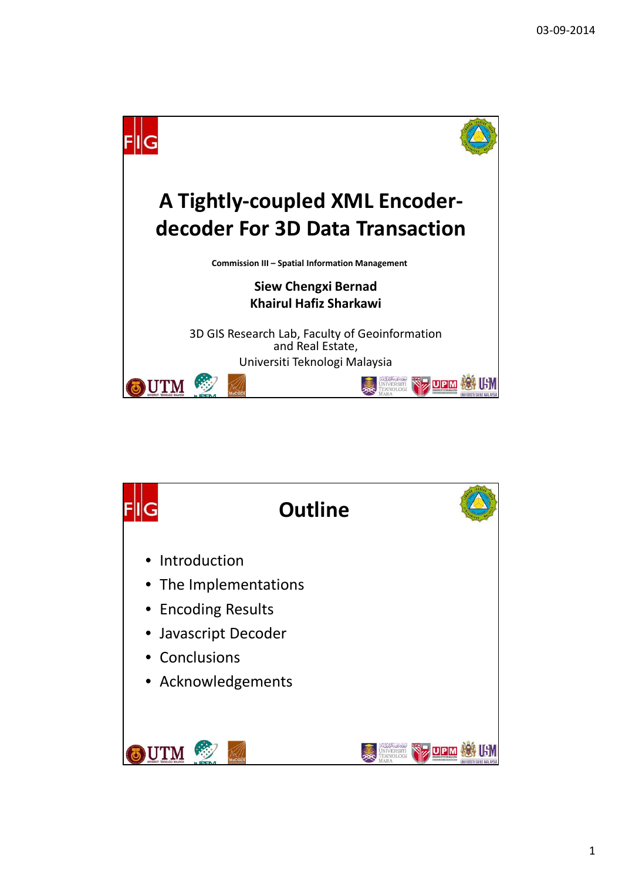# A Tightly-coupled XML Encoder-decoder For 3D Data Transaction

**Commission III – Spatial Information Management**

**Siew Chengxi Bernad**
**Khairul Hafiz Sharkawi**

3D GIS Research Lab, Faculty of Geoinformation and Real Estate,
Universiti Teknologi Malaysia

## Outline

- Introduction
- The Implementations
- Encoding Results
- Javascript Decoder
- Conclusions
- Acknowledgements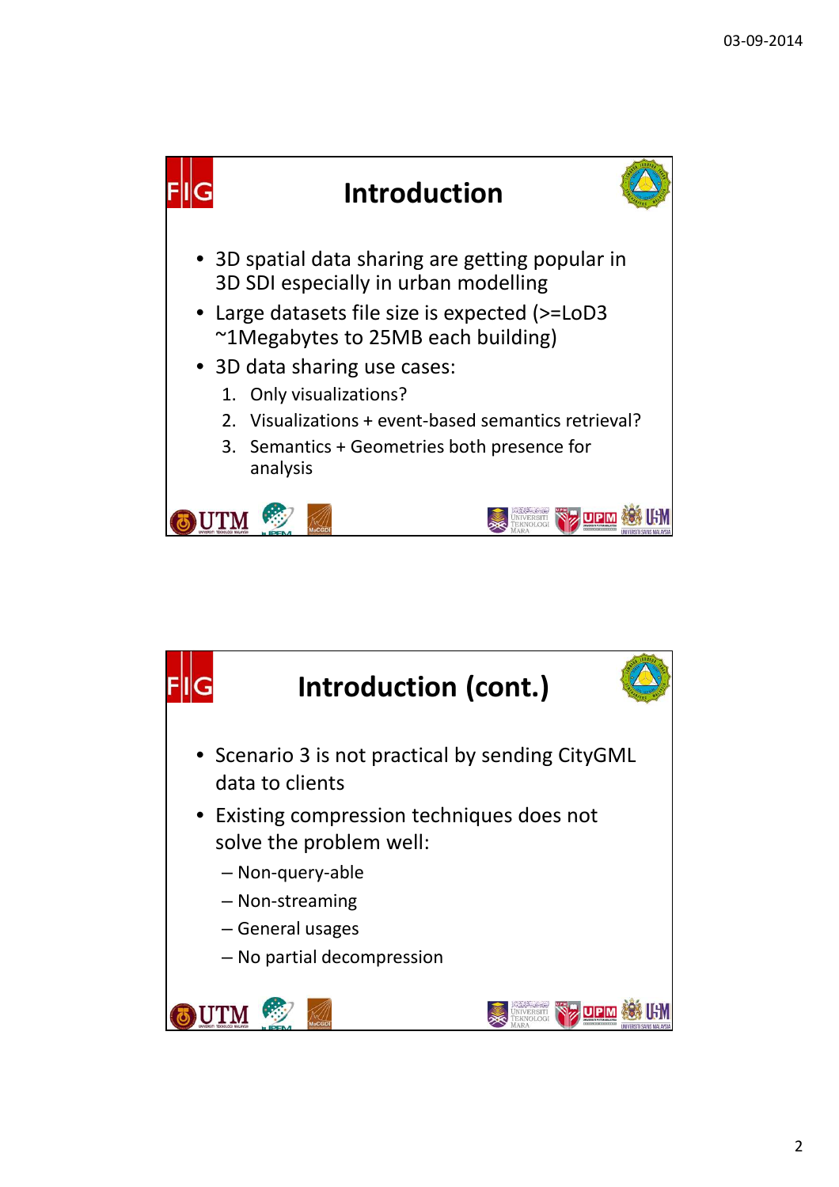## Introduction

- 3D spatial data sharing are getting popular in 3D SDI especially in urban modelling
- Large datasets file size is expected (>=LoD3 ~1Megabytes to 25MB each building)
- 3D data sharing use cases:
  1. Only visualizations?
  2. Visualizations + event-based semantics retrieval?
  3. Semantics + Geometries both presence for analysis

## Introduction (cont.)

- Scenario 3 is not practical by sending CityGML data to clients
- Existing compression techniques does not solve the problem well:
  - Non-query-able
  - Non-streaming
  - General usages
  - No partial decompression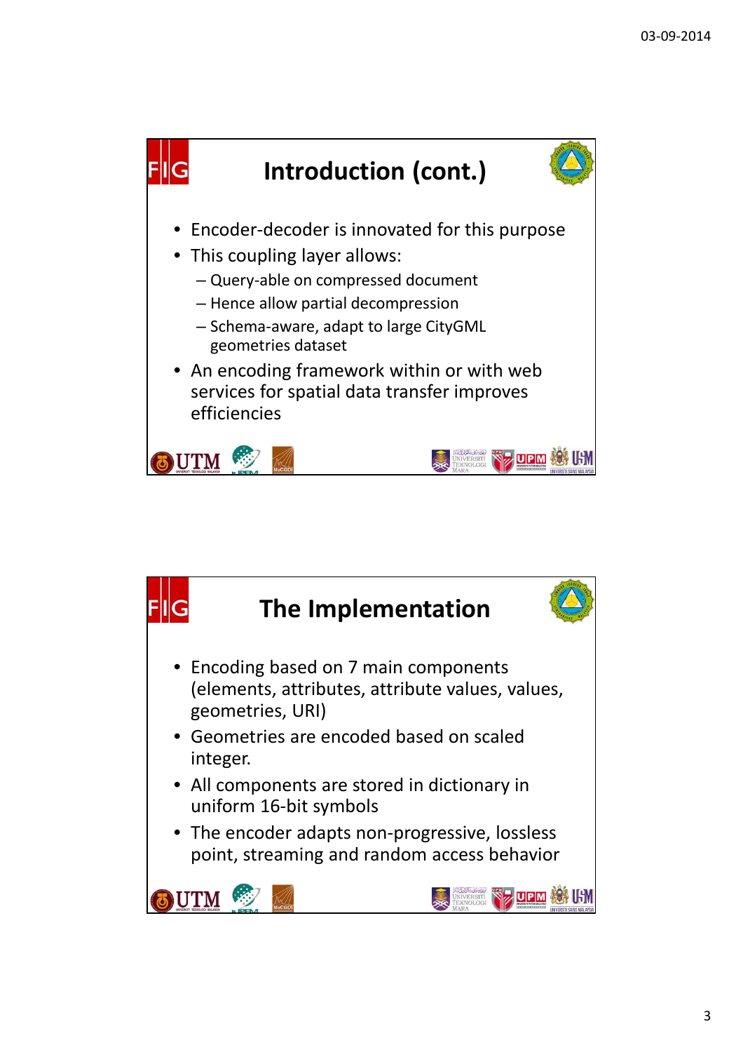## Introduction (cont.)

- Encoder-decoder is innovated for this purpose
- This coupling layer allows:
  - Query-able on compressed document
  - Hence allow partial decompression
  - Schema-aware, adapt to large CityGML geometries dataset
- An encoding framework within or with web services for spatial data transfer improves efficiencies

## The Implementation

- Encoding based on 7 main components (elements, attributes, attribute values, values, geometries, URI)
- Geometries are encoded based on scaled integer.
- All components are stored in dictionary in uniform 16-bit symbols
- The encoder adapts non-progressive, lossless point, streaming and random access behavior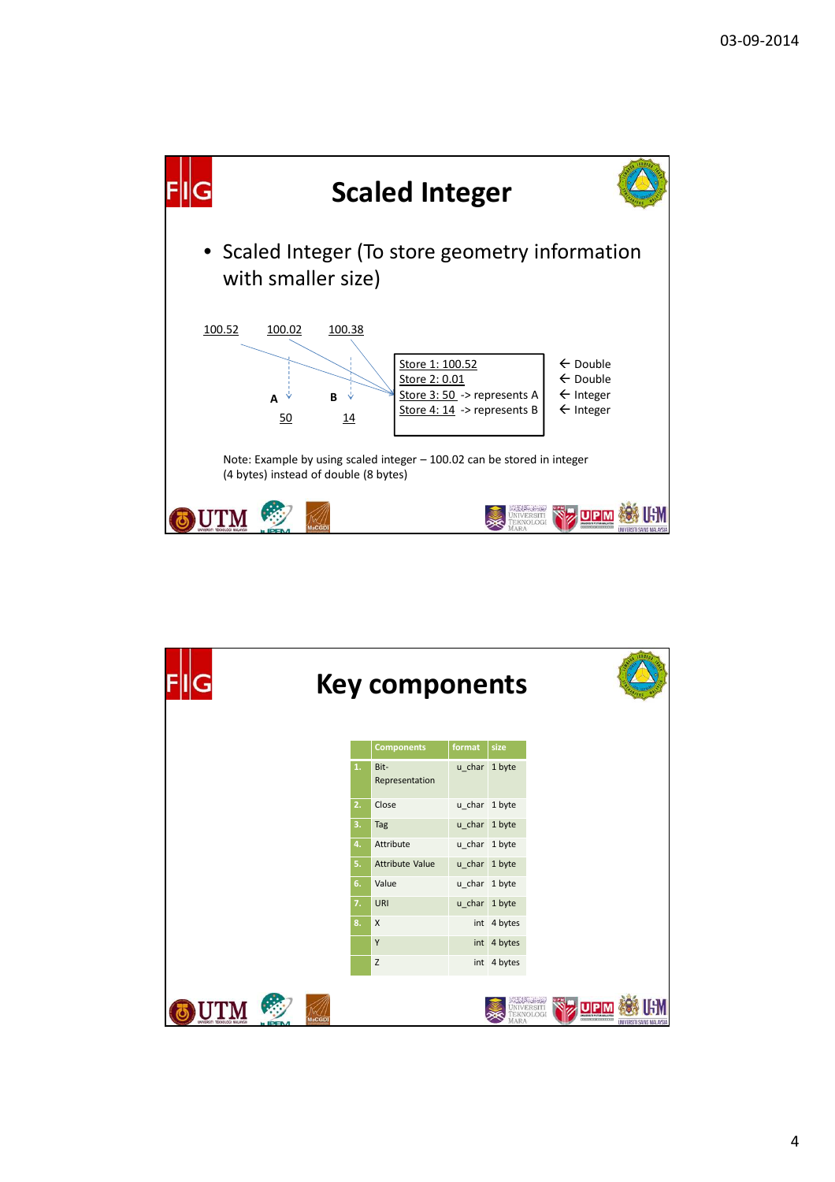## Scaled Integer

- Scaled Integer (To store geometry information with smaller size)

100.52 100.02 100.38

A → 50

B → 14

| Store | Type |
|---|---|
| Store 1: 100.52 | ← Double |
| Store 2: 0.01 | ← Double |
| Store 3: 50 -> represents A | ← Integer |
| Store 4: 14 -> represents B | ← Integer |

Note: Example by using scaled integer – 100.02 can be stored in integer (4 bytes) instead of double (8 bytes)

## Key components

| | Components | format | size |
|---|---|---|---|
| 1. | Bit-Representation | u_char | 1 byte |
| 2. | Close | u_char | 1 byte |
| 3. | Tag | u_char | 1 byte |
| 4. | Attribute | u_char | 1 byte |
| 5. | Attribute Value | u_char | 1 byte |
| 6. | Value | u_char | 1 byte |
| 7. | URI | u_char | 1 byte |
| 8. | X | int | 4 bytes |
| | Y | int | 4 bytes |
| | Z | int | 4 bytes |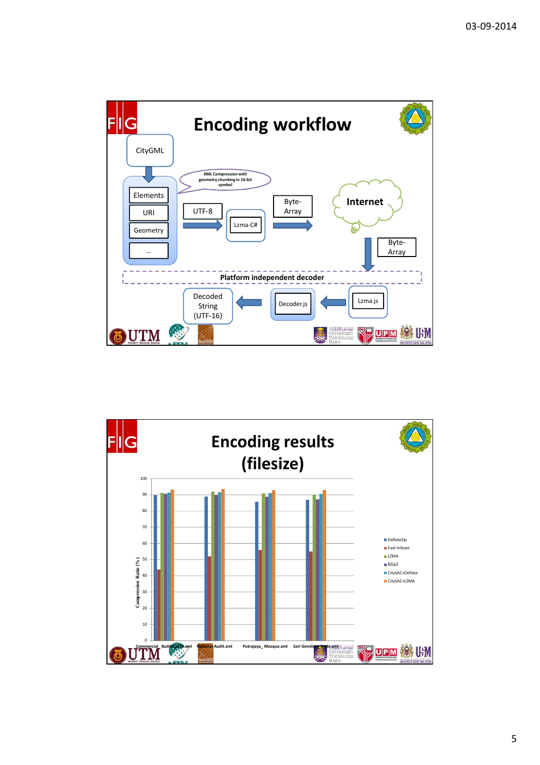# Encoding workflow

CityGML

- Elements
- URI
- Geometry
- …

XML Compression with geometry chunking in 16-bit symbol

UTF-8 → Lzma-C# → Byte-Array → Internet → Byte-Array

Platform independent decoder

Lzma.js → Decoder.js → Decoded String (UTF-16)

# Encoding results (filesize)

Compression Ratio (%)

Legend: DeflateZip, Fast-Infoset, LZMA, BZip2, CitySAC+Deflate, CitySAC+LZMA

Files: Commercial_ Building36.xml, National Audit.xml, Putrajaya_ Mosque.xml, Seri Gemilang Bride.xml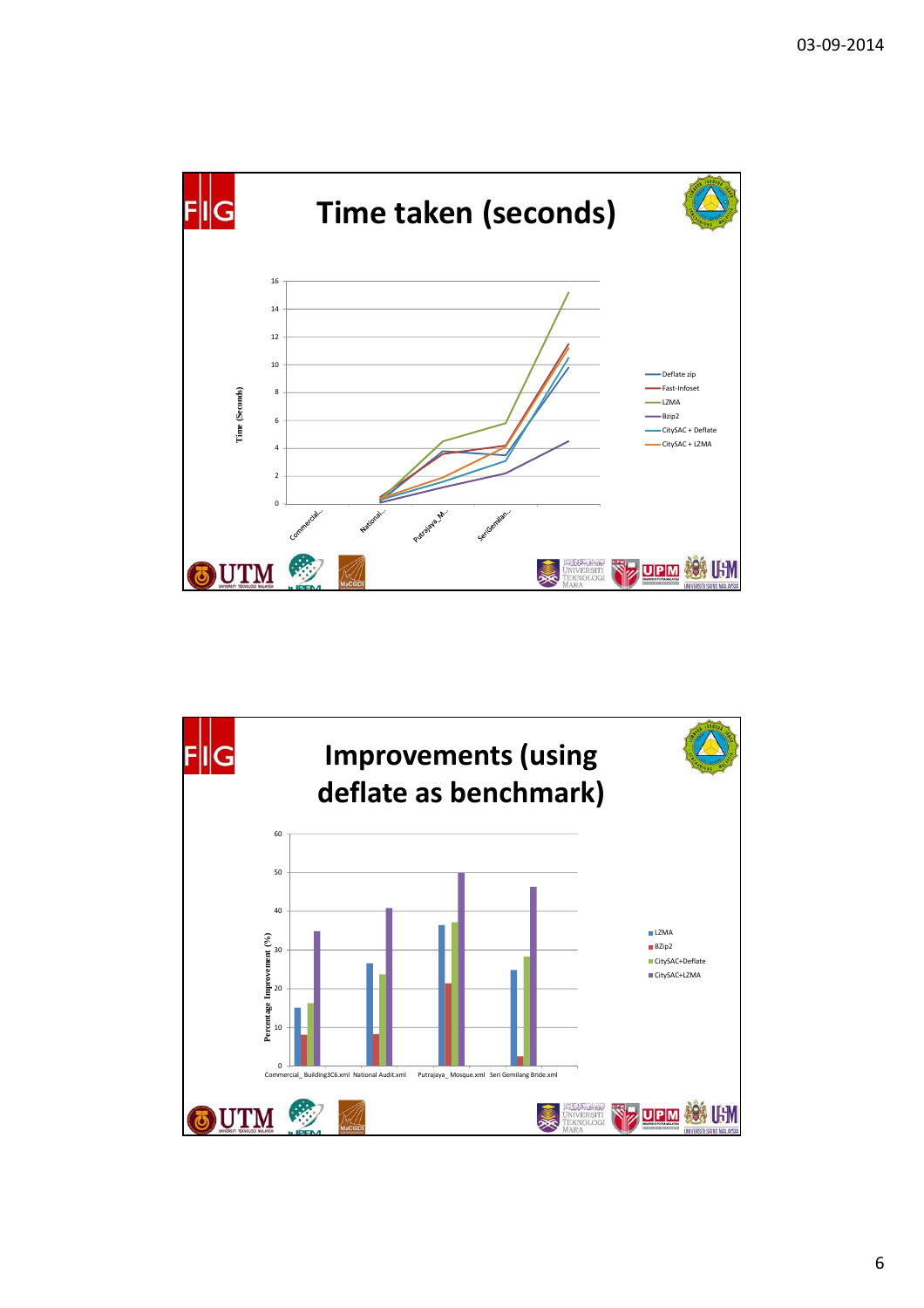# Time taken (seconds)

Time (Seconds)

16
14
12
10
8
6
4
2
0

Commercial... National... Putrajaya_M... SeriGemilan...

- Deflate zip
- Fast-Infoset
- LZMA
- Bzip2
- CitySAC + Deflate
- CitySAC + LZMA

# Improvements (using deflate as benchmark)

Percentage Improvement (%)

60
50
40
30
20
10
0

Commercial_ Building3C6.xml National Audit.xml Putrajaya_ Mosque.xml Seri Gemilang Bride.xml

- LZMA
- BZip2
- CitySAC+Deflate
- CitySAC+LZMA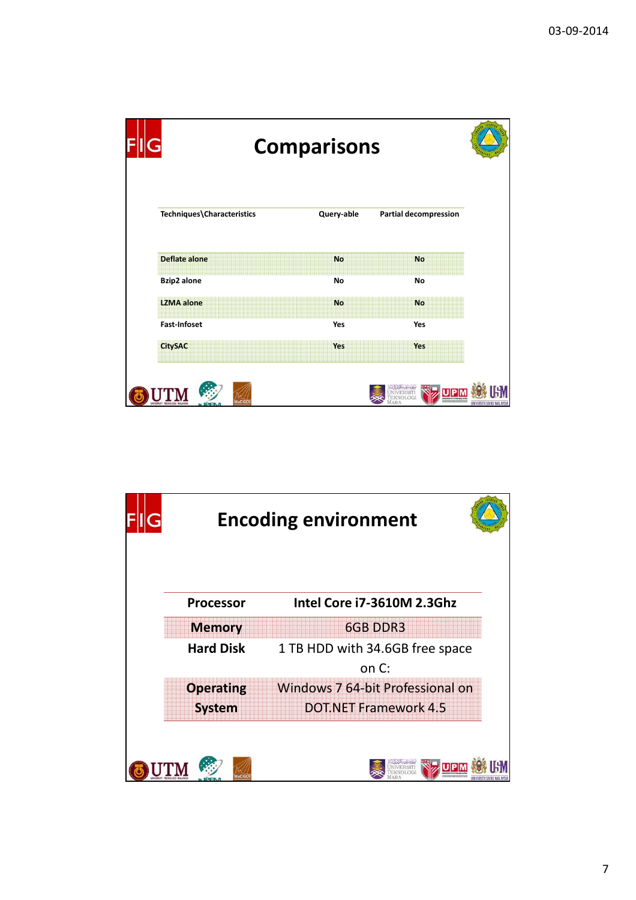## Comparisons

| Techniques\Characteristics | Query-able | Partial decompression |
| --- | --- | --- |
| Deflate alone | No | No |
| Bzip2 alone | No | No |
| LZMA alone | No | No |
| Fast-Infoset | Yes | Yes |
| CitySAC | Yes | Yes |

## Encoding environment

| Processor | Intel Core i7-3610M 2.3Ghz |
| --- | --- |
| Memory | 6GB DDR3 |
| Hard Disk | 1 TB HDD with 34.6GB free space on C: |
| Operating System | Windows 7 64-bit Professional on DOT.NET Framework 4.5 |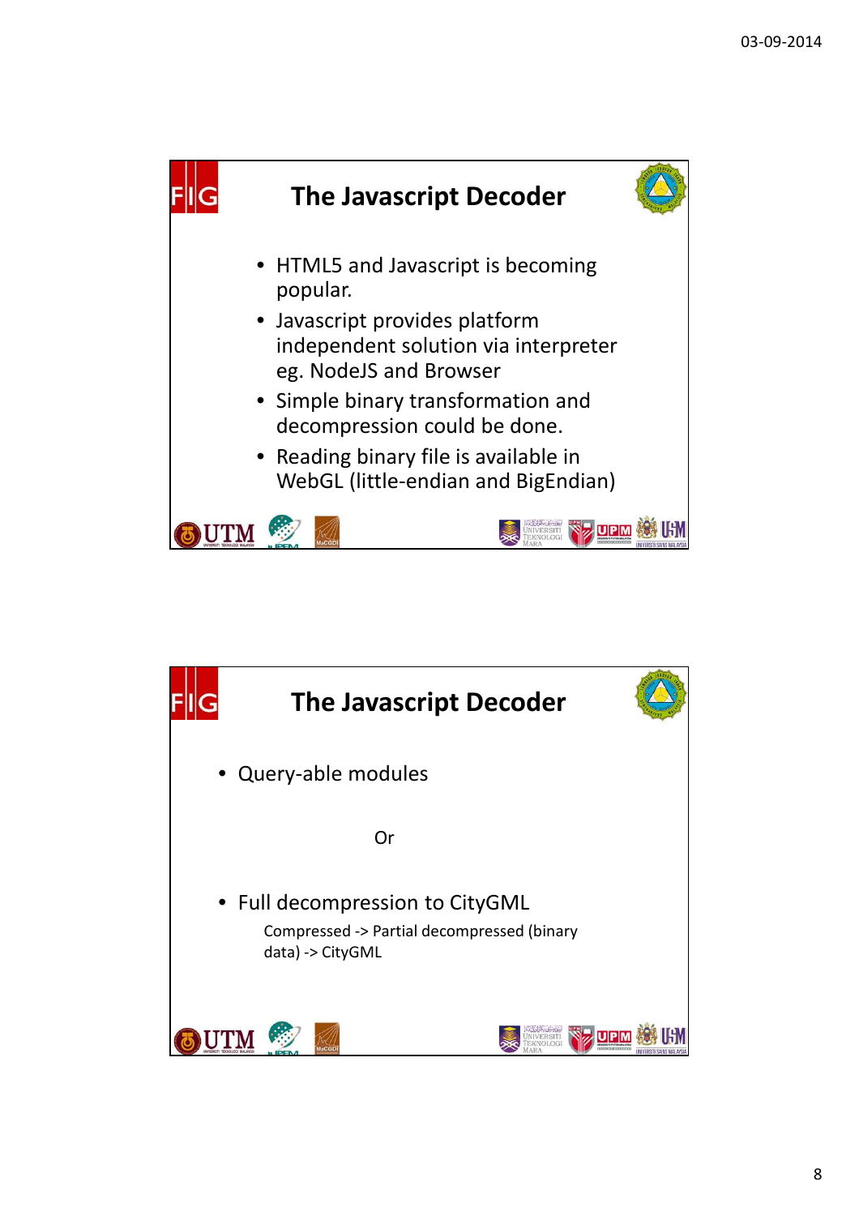## The Javascript Decoder

- HTML5 and Javascript is becoming popular.
- Javascript provides platform independent solution via interpreter eg. NodeJS and Browser
- Simple binary transformation and decompression could be done.
- Reading binary file is available in WebGL (little-endian and BigEndian)

## The Javascript Decoder

- Query-able modules

Or

- Full decompression to CityGML

  Compressed -> Partial decompressed (binary data) -> CityGML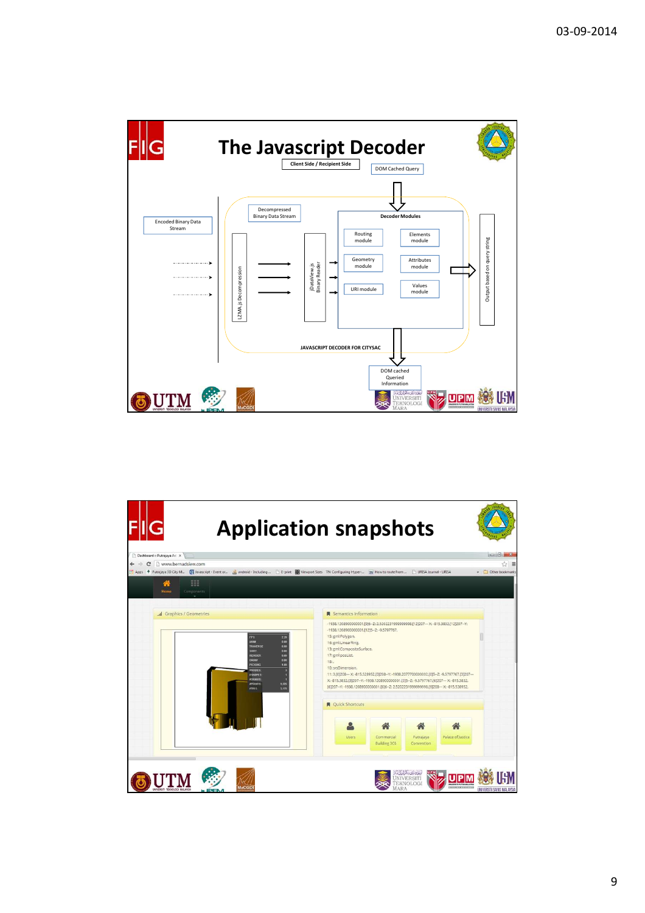# The Javascript Decoder

Client Side / Recipient Side

DOM Cached Query

Encoded Binary Data Stream

Decompressed Binary Data Stream

LZMA.js Decompression

jDataView.js Binary Reader

Decoder Modules

Routing module

Elements module

Geometry module

Attributes module

URI module

Values module

Output based on query string

JAVASCRIPT DECODER FOR CITYSAC

DOM cached Queried Information

# Application snapshots

Graphics / Geometries

Semantics Information

-1938.1208900000001,[6]6-Z:2.520223199999998,[12]207-- X: -815.3832,[12]207-- Y:
-1938.1208900000001,[12]5-- Z: -9.5797767,
15:gml:Polygon,
16:gml:LinearRing,
13:gml:CompositeSurface,
17:gml:posList,
18:,
10:srsDimension,
11:3,[0]208-- X: -815.328952,[0]208-- Y: -1938.2077700000002,[0]5-- Z: -6.5797767,[3]207--
X: -815.3832,[3]207-- Y: -1938.1208900000001,[3]5-- Z: -9.5797767,[6]207-- X: -815.3832,
[6]207-- Y: -1938.1208900000001,[6]6-- Z: 2.520223199999998,[9]208-- X: -815.328952,

Quick Shortcuts

Users

Commercial Building 3C6

Putrajaya Convention

Palace of Justice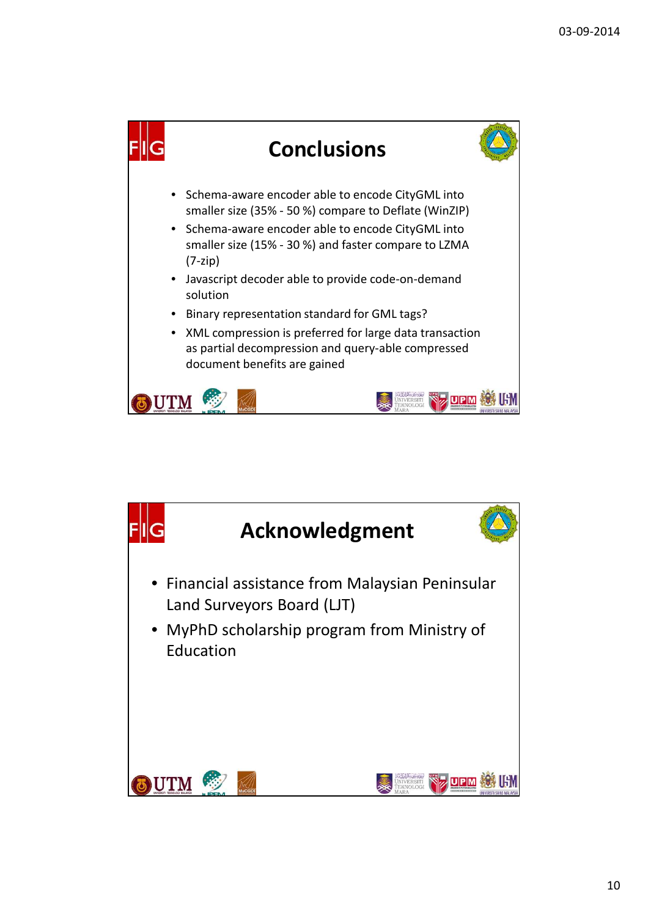# Conclusions

- Schema-aware encoder able to encode CityGML into smaller size (35% - 50 %) compare to Deflate (WinZIP)
- Schema-aware encoder able to encode CityGML into smaller size (15% - 30 %) and faster compare to LZMA (7-zip)
- Javascript decoder able to provide code-on-demand solution
- Binary representation standard for GML tags?
- XML compression is preferred for large data transaction as partial decompression and query-able compressed document benefits are gained

# Acknowledgment

- Financial assistance from Malaysian Peninsular Land Surveyors Board (LJT)
- MyPhD scholarship program from Ministry of Education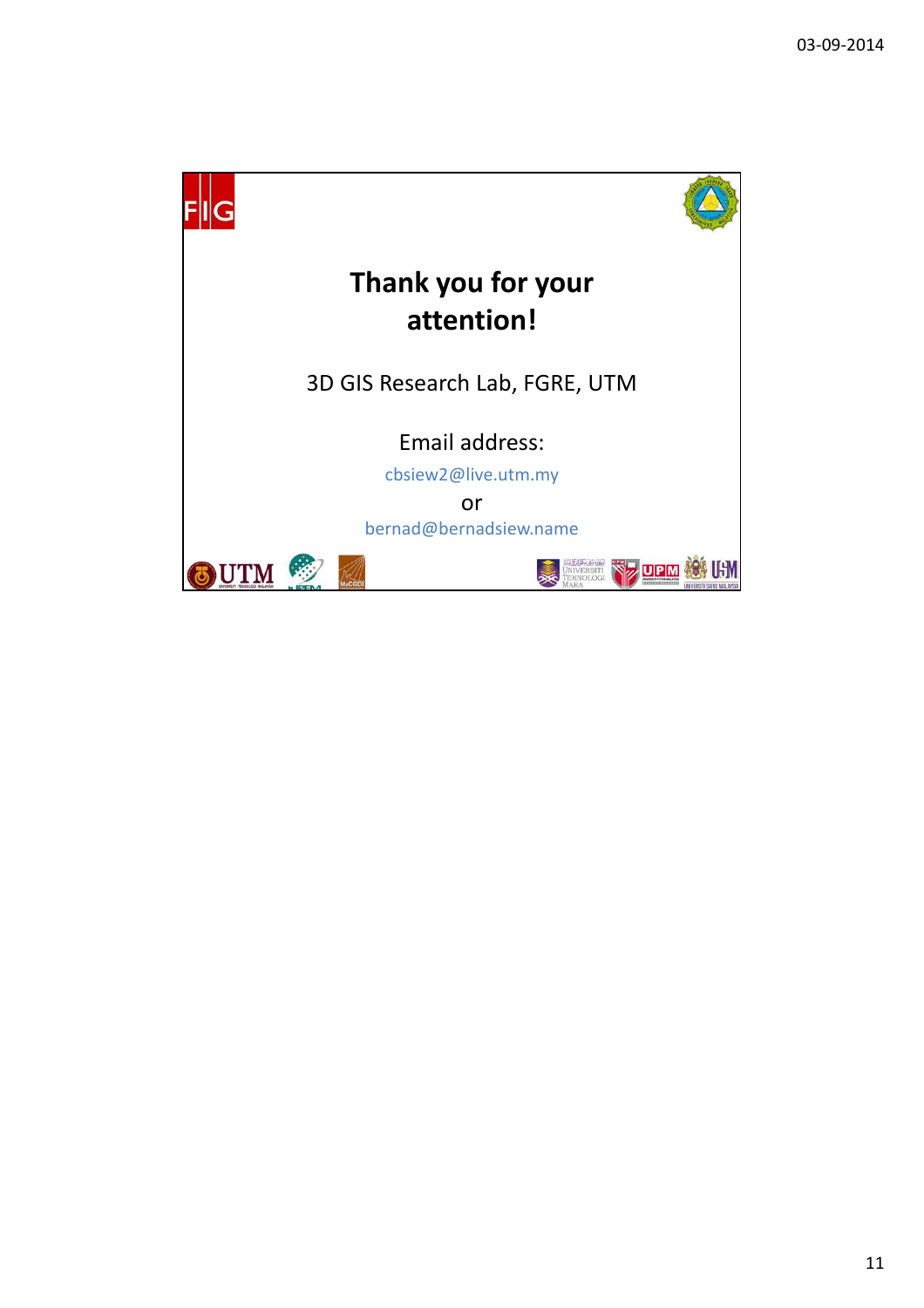# Thank you for your attention!

3D GIS Research Lab, FGRE, UTM

Email address:

cbsiew2@live.utm.my

or

bernad@bernadsiew.name